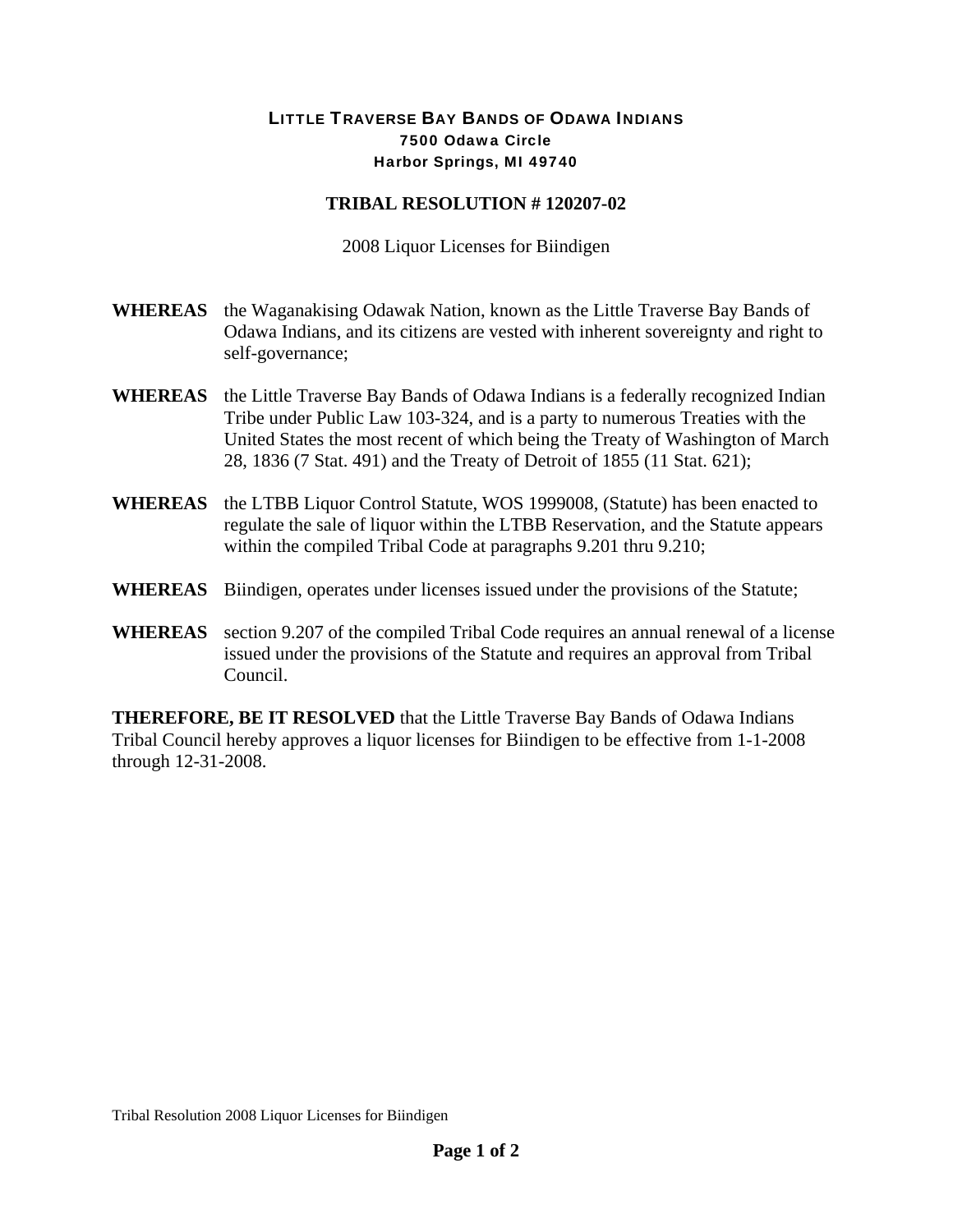**LITTLE TRAVERSE BAY BANDS OF ODAWA INDIANS**
**7500 Odawa Circle**
**Harbor Springs, MI 49740**

# TRIBAL RESOLUTION # 120207-02

2008 Liquor Licenses for Biindigen

**WHEREAS** the Waganakising Odawak Nation, known as the Little Traverse Bay Bands of Odawa Indians, and its citizens are vested with inherent sovereignty and right to self-governance;

**WHEREAS** the Little Traverse Bay Bands of Odawa Indians is a federally recognized Indian Tribe under Public Law 103-324, and is a party to numerous Treaties with the United States the most recent of which being the Treaty of Washington of March 28, 1836 (7 Stat. 491) and the Treaty of Detroit of 1855 (11 Stat. 621);

**WHEREAS** the LTBB Liquor Control Statute, WOS 1999008, (Statute) has been enacted to regulate the sale of liquor within the LTBB Reservation, and the Statute appears within the compiled Tribal Code at paragraphs 9.201 thru 9.210;

**WHEREAS** Biindigen, operates under licenses issued under the provisions of the Statute;

**WHEREAS** section 9.207 of the compiled Tribal Code requires an annual renewal of a license issued under the provisions of the Statute and requires an approval from Tribal Council.

**THEREFORE, BE IT RESOLVED** that the Little Traverse Bay Bands of Odawa Indians Tribal Council hereby approves a liquor licenses for Biindigen to be effective from 1-1-2008 through 12-31-2008.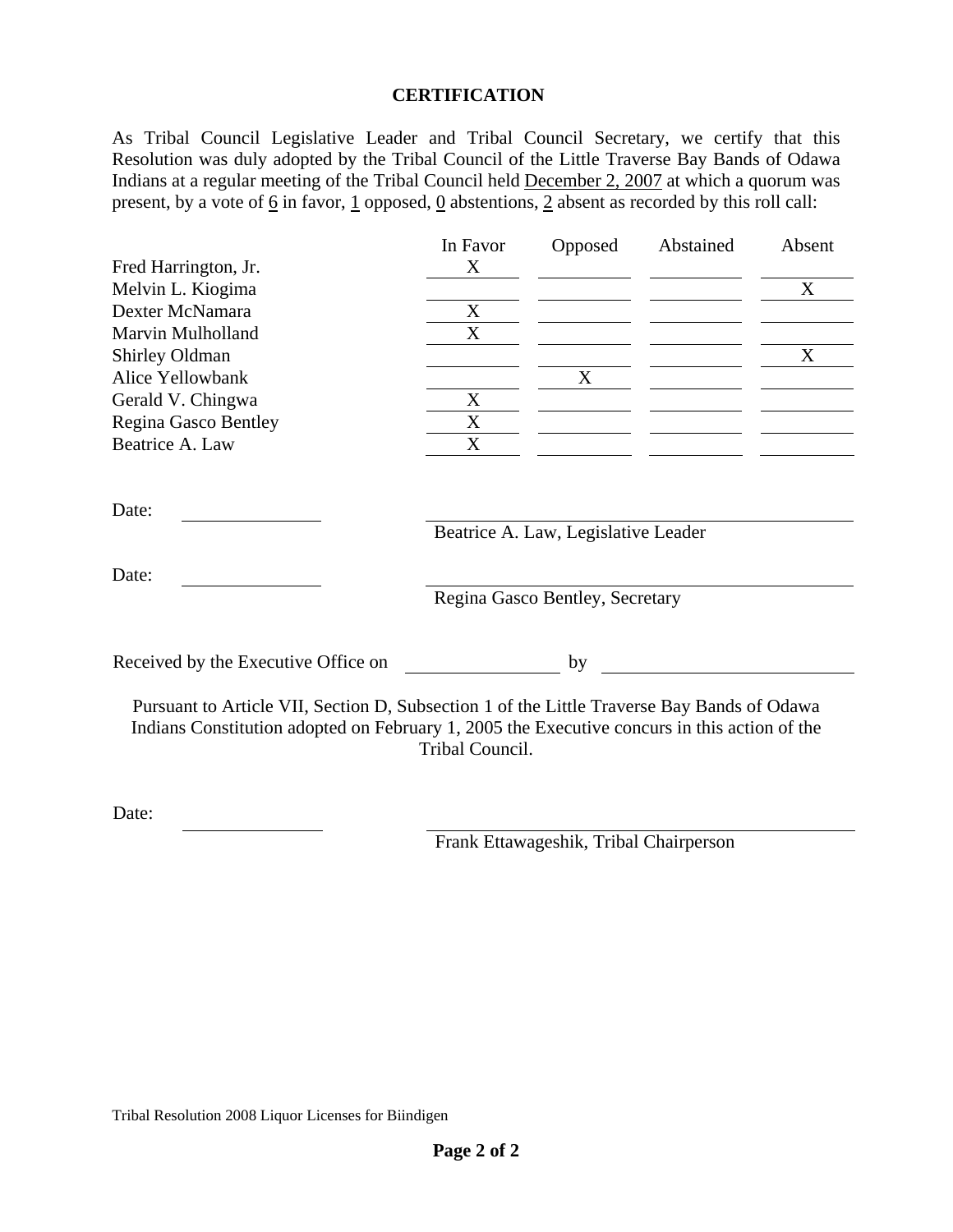## CERTIFICATION

As Tribal Council Legislative Leader and Tribal Council Secretary, we certify that this Resolution was duly adopted by the Tribal Council of the Little Traverse Bay Bands of Odawa Indians at a regular meeting of the Tribal Council held December 2, 2007 at which a quorum was present, by a vote of 6 in favor, 1 opposed, 0 abstentions, 2 absent as recorded by this roll call:

| | In Favor | Opposed | Abstained | Absent |
|---|---|---|---|---|
| Fred Harrington, Jr. | X | | | |
| Melvin L. Kiogima | | | | X |
| Dexter McNamara | X | | | |
| Marvin Mulholland | X | | | |
| Shirley Oldman | | | | X |
| Alice Yellowbank | | X | | |
| Gerald V. Chingwa | X | | | |
| Regina Gasco Bentley | X | | | |
| Beatrice A. Law | X | | | |

Date: ______________

Beatrice A. Law, Legislative Leader

Date: ______________

Regina Gasco Bentley, Secretary

Received by the Executive Office on ______________ by ______________________

Pursuant to Article VII, Section D, Subsection 1 of the Little Traverse Bay Bands of Odawa Indians Constitution adopted on February 1, 2005 the Executive concurs in this action of the Tribal Council.

Date: ______________

Frank Ettawageshik, Tribal Chairperson

Tribal Resolution 2008 Liquor Licenses for Biindigen